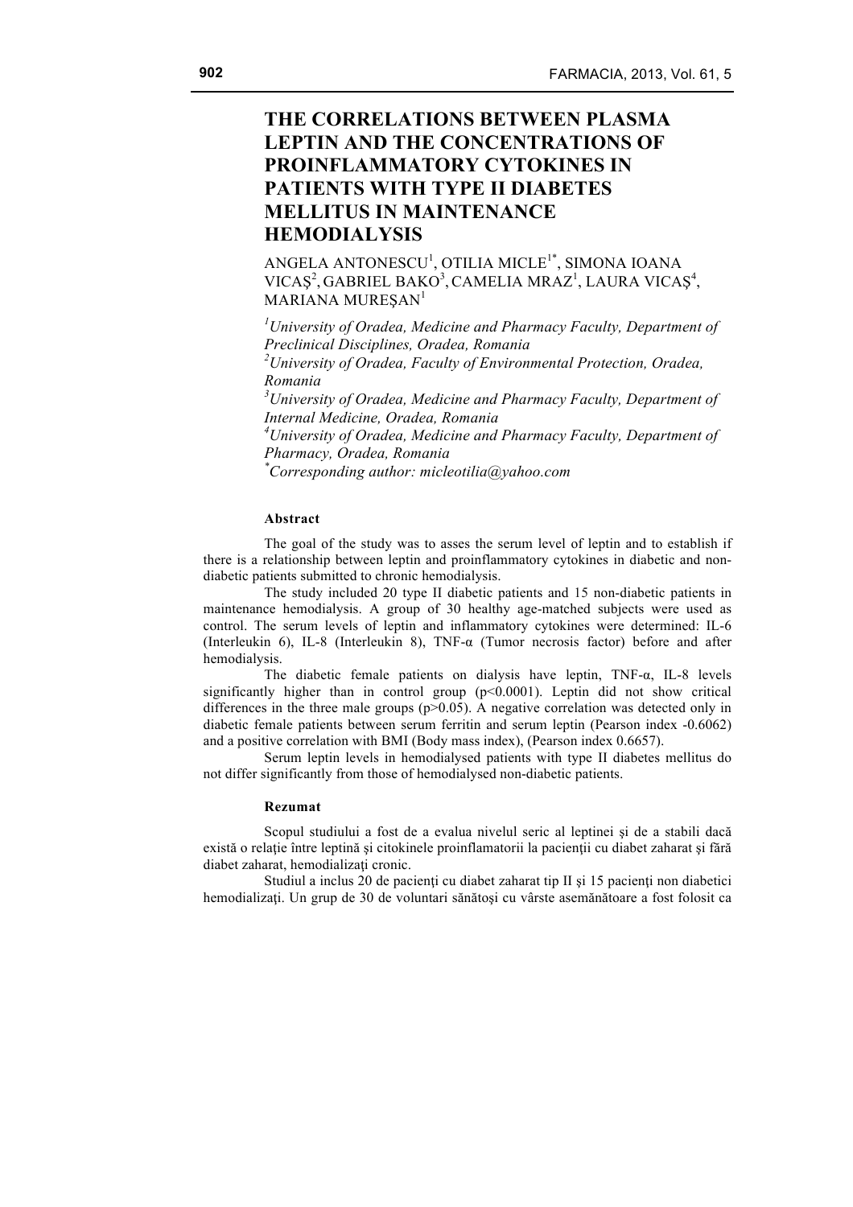# THE CORRELATIONS BETWEEN PLASMA LEPTIN AND THE CONCENTRATIONS OF PROINFLAMMATORY CYTOKINES IN PATIENTS WITH TYPE II DIABETES MELLITUS IN MAINTENANCE HEMODIALYSIS

ANGELA ANTONESCU[1], OTILIA MICLE[1*], SIMONA IOANA VICAŞ[2], GABRIEL BAKO[3], CAMELIA MRAZ[1], LAURA VICAŞ[4], MARIANA MUREŞAN[1]

*[1]University of Oradea, Medicine and Pharmacy Faculty, Department of Preclinical Disciplines, Oradea, Romania*

*[2]University of Oradea, Faculty of Environmental Protection, Oradea, Romania*

*[3]University of Oradea, Medicine and Pharmacy Faculty, Department of Internal Medicine, Oradea, Romania*

*[4]University of Oradea, Medicine and Pharmacy Faculty, Department of Pharmacy, Oradea, Romania*

*[*]Corresponding author: micleotilia@yahoo.com*

**Abstract**

The goal of the study was to asses the serum level of leptin and to establish if there is a relationship between leptin and proinflammatory cytokines in diabetic and non-diabetic patients submitted to chronic hemodialysis.

The study included 20 type II diabetic patients and 15 non-diabetic patients in maintenance hemodialysis. A group of 30 healthy age-matched subjects were used as control. The serum levels of leptin and inflammatory cytokines were determined: IL-6 (Interleukin 6), IL-8 (Interleukin 8), TNF-α (Tumor necrosis factor) before and after hemodialysis.

The diabetic female patients on dialysis have leptin, TNF-α, IL-8 levels significantly higher than in control group ($p<0.0001$). Leptin did not show critical differences in the three male groups ($p>0.05$). A negative correlation was detected only in diabetic female patients between serum ferritin and serum leptin (Pearson index -0.6062) and a positive correlation with BMI (Body mass index), (Pearson index 0.6657).

Serum leptin levels in hemodialysed patients with type II diabetes mellitus do not differ significantly from those of hemodialysed non-diabetic patients.

**Rezumat**

Scopul studiului a fost de a evalua nivelul seric al leptinei şi de a stabili dacă există o relaţie între leptină şi citokinele proinflamatorii la pacienţii cu diabet zaharat şi fără diabet zaharat, hemodializaţi cronic.

Studiul a inclus 20 de pacienţi cu diabet zaharat tip II şi 15 pacienţi non diabetici hemodializaţi. Un grup de 30 de voluntari sănătoşi cu vârste asemănătoare a fost folosit ca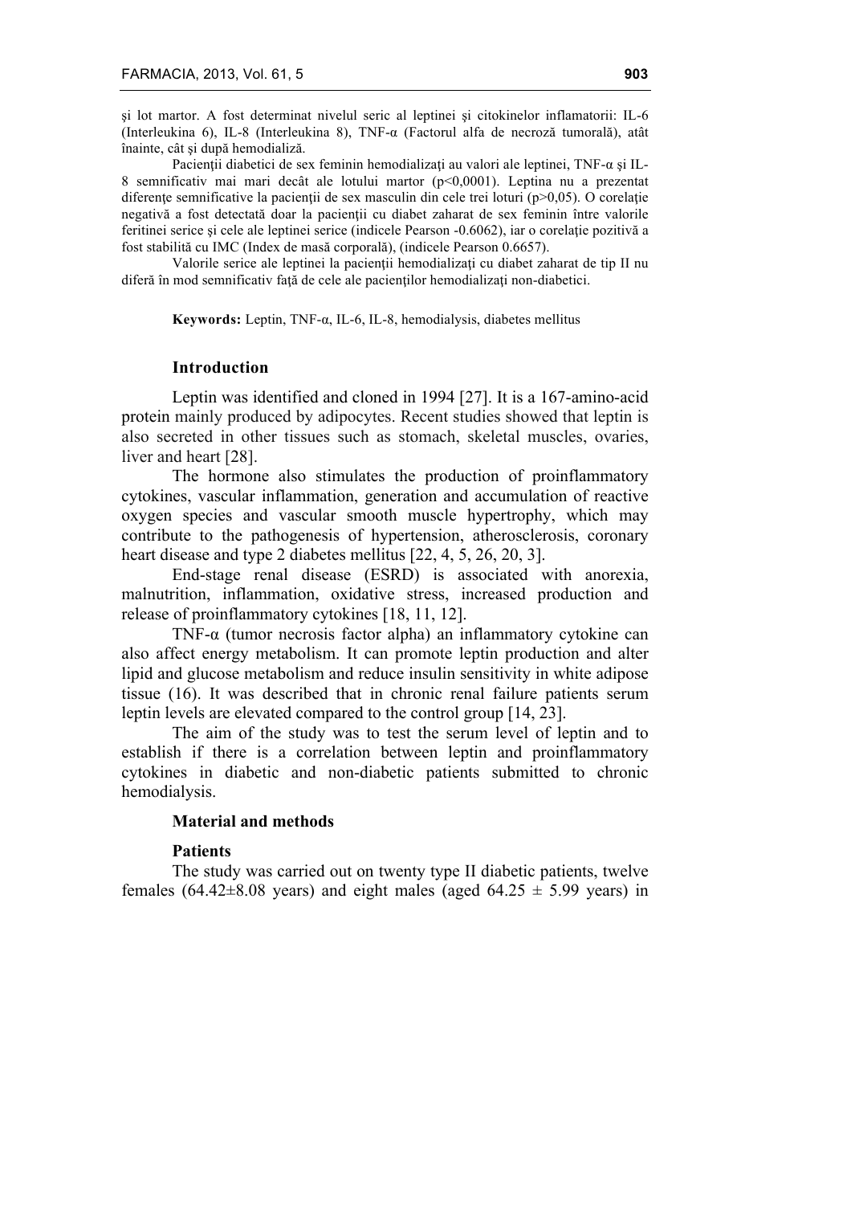şi lot martor. A fost determinat nivelul seric al leptinei şi citokinelor inflamatorii: IL-6 (Interleukina 6), IL-8 (Interleukina 8), TNF-α (Factorul alfa de necroză tumorală), atât înainte, cât şi după hemodializă.

Pacienţii diabetici de sex feminin hemodializaţi au valori ale leptinei, TNF-α şi IL-8 semnificativ mai mari decât ale lotului martor ($p<0,0001$). Leptina nu a prezentat diferenţe semnificative la pacienţii de sex masculin din cele trei loturi ($p>0,05$). O corelaţie negativă a fost detectată doar la pacienţii cu diabet zaharat de sex feminin între valorile feritinei serice şi cele ale leptinei serice (indicele Pearson -0.6062), iar o corelaţie pozitivă a fost stabilită cu IMC (Index de masă corporală), (indicele Pearson 0.6657).

Valorile serice ale leptinei la pacienţii hemodializaţi cu diabet zaharat de tip II nu diferă în mod semnificativ faţă de cele ale pacienţilor hemodializaţi non-diabetici.

**Keywords:** Leptin, TNF-α, IL-6, IL-8, hemodialysis, diabetes mellitus

## Introduction

Leptin was identified and cloned in 1994 [27]. It is a 167-amino-acid protein mainly produced by adipocytes. Recent studies showed that leptin is also secreted in other tissues such as stomach, skeletal muscles, ovaries, liver and heart [28].

The hormone also stimulates the production of proinflammatory cytokines, vascular inflammation, generation and accumulation of reactive oxygen species and vascular smooth muscle hypertrophy, which may contribute to the pathogenesis of hypertension, atherosclerosis, coronary heart disease and type 2 diabetes mellitus [22, 4, 5, 26, 20, 3].

End-stage renal disease (ESRD) is associated with anorexia, malnutrition, inflammation, oxidative stress, increased production and release of proinflammatory cytokines [18, 11, 12].

TNF-α (tumor necrosis factor alpha) an inflammatory cytokine can also affect energy metabolism. It can promote leptin production and alter lipid and glucose metabolism and reduce insulin sensitivity in white adipose tissue (16). It was described that in chronic renal failure patients serum leptin levels are elevated compared to the control group [14, 23].

The aim of the study was to test the serum level of leptin and to establish if there is a correlation between leptin and proinflammatory cytokines in diabetic and non-diabetic patients submitted to chronic hemodialysis.

## Material and methods

### Patients

The study was carried out on twenty type II diabetic patients, twelve females (64.42±8.08 years) and eight males (aged 64.25 ± 5.99 years) in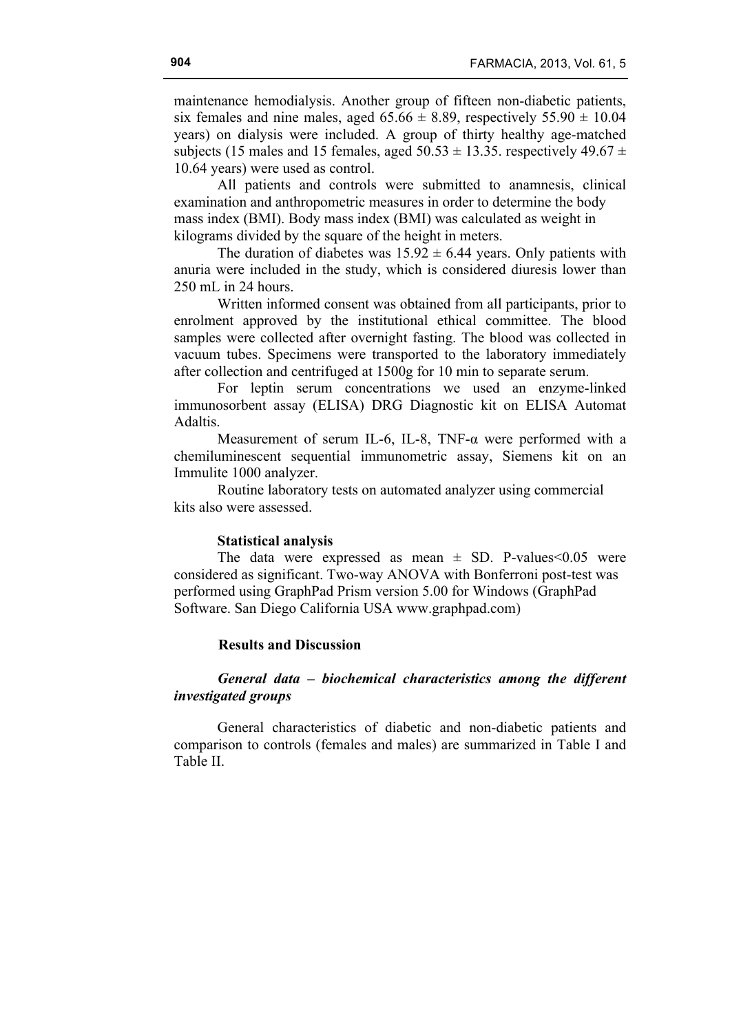maintenance hemodialysis. Another group of fifteen non-diabetic patients, six females and nine males, aged 65.66 ± 8.89, respectively 55.90 ± 10.04 years) on dialysis were included. A group of thirty healthy age-matched subjects (15 males and 15 females, aged 50.53 ± 13.35. respectively 49.67 ± 10.64 years) were used as control.

All patients and controls were submitted to anamnesis, clinical examination and anthropometric measures in order to determine the body mass index (BMI). Body mass index (BMI) was calculated as weight in kilograms divided by the square of the height in meters.

The duration of diabetes was 15.92 ± 6.44 years. Only patients with anuria were included in the study, which is considered diuresis lower than 250 mL in 24 hours.

Written informed consent was obtained from all participants, prior to enrolment approved by the institutional ethical committee. The blood samples were collected after overnight fasting. The blood was collected in vacuum tubes. Specimens were transported to the laboratory immediately after collection and centrifuged at 1500g for 10 min to separate serum.

For leptin serum concentrations we used an enzyme-linked immunosorbent assay (ELISA) DRG Diagnostic kit on ELISA Automat Adaltis.

Measurement of serum IL-6, IL-8, TNF-α were performed with a chemiluminescent sequential immunometric assay, Siemens kit on an Immulite 1000 analyzer.

Routine laboratory tests on automated analyzer using commercial kits also were assessed.

### Statistical analysis

The data were expressed as mean ± SD. P-values<0.05 were considered as significant. Two-way ANOVA with Bonferroni post-test was performed using GraphPad Prism version 5.00 for Windows (GraphPad Software. San Diego California USA www.graphpad.com)

## Results and Discussion

### *General data – biochemical characteristics among the different investigated groups*

General characteristics of diabetic and non-diabetic patients and comparison to controls (females and males) are summarized in Table I and Table II.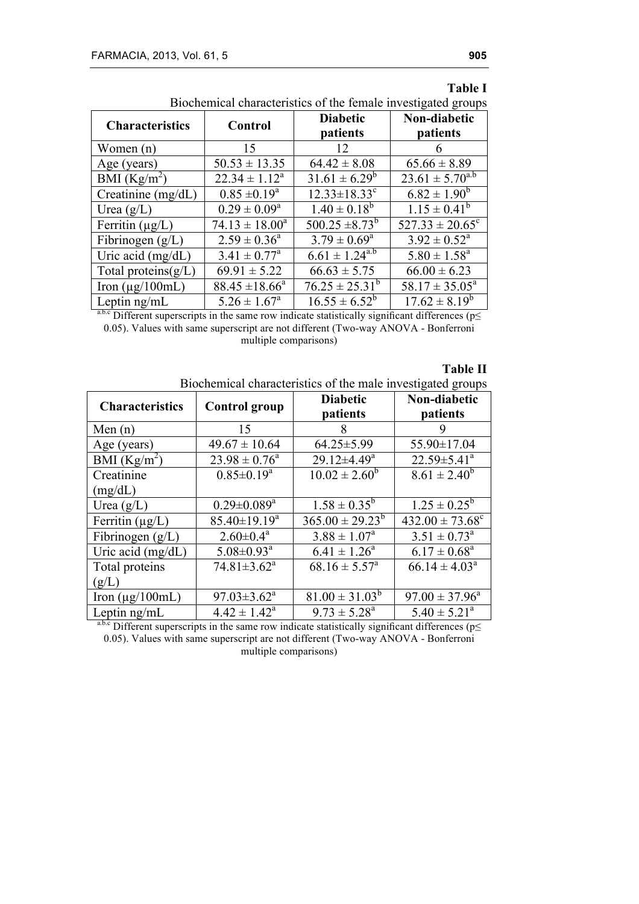**Table I**

Biochemical characteristics of the female investigated groups

| Characteristics | Control | Diabetic patients | Non-diabetic patients |
|---|---|---|---|
| Women (n) | 15 | 12 | 6 |
| Age (years) | 50.53 ± 13.35 | 64.42 ± 8.08 | 65.66 ± 8.89 |
| BMI ($Kg/m^2$) | 22.34 ± 1.12[a] | 31.61 ± 6.29[b] | 23.61 ± 5.70[a.b] |
| Creatinine (mg/dL) | 0.85 ±0.19[a] | 12.33±18.33[c] | 6.82 ± 1.90[b] |
| Urea (g/L) | 0.29 ± 0.09[a] | 1.40 ± 0.18[b] | 1.15 ± 0.41[b] |
| Ferritin (µg/L) | 74.13 ± 18.00[a] | 500.25 ±8.73[b] | 527.33 ± 20.65[c] |
| Fibrinogen (g/L) | 2.59 ± 0.36[a] | 3.79 ± 0.69[a] | 3.92 ± 0.52[a] |
| Uric acid (mg/dL) | 3.41 ± 0.77[a] | 6.61 ± 1.24[a.b] | 5.80 ± 1.58[a] |
| Total proteins(g/L) | 69.91 ± 5.22 | 66.63 ± 5.75 | 66.00 ± 6.23 |
| Iron (µg/100mL) | 88.45 ±18.66[a] | 76.25 ± 25.31[b] | 58.17 ± 35.05[a] |
| Leptin ng/mL | 5.26 ± 1.67[a] | 16.55 ± 6.52[b] | 17.62 ± 8.19[b] |

[a.b.c] Different superscripts in the same row indicate statistically significant differences ($p \leq 0.05$). Values with same superscript are not different (Two-way ANOVA - Bonferroni multiple comparisons)

**Table II**

Biochemical characteristics of the male investigated groups

| Characteristics | Control group | Diabetic patients | Non-diabetic patients |
|---|---|---|---|
| Men (n) | 15 | 8 | 9 |
| Age (years) | 49.67 ± 10.64 | 64.25±5.99 | 55.90±17.04 |
| BMI ($Kg/m^2$) | 23.98 ± 0.76[a] | 29.12±4.49[a] | 22.59±5.41[a] |
| Creatinine (mg/dL) | 0.85±0.19[a] | 10.02 ± 2.60[b] | 8.61 ± 2.40[b] |
| Urea (g/L) | 0.29±0.089[a] | 1.58 ± 0.35[b] | 1.25 ± 0.25[b] |
| Ferritin (µg/L) | 85.40±19.19[a] | 365.00 ± 29.23[b] | 432.00 ± 73.68[c] |
| Fibrinogen (g/L) | 2.60±0.4[a] | 3.88 ± 1.07[a] | 3.51 ± 0.73[a] |
| Uric acid (mg/dL) | 5.08±0.93[a] | 6.41 ± 1.26[a] | 6.17 ± 0.68[a] |
| Total proteins (g/L) | 74.81±3.62[a] | 68.16 ± 5.57[a] | 66.14 ± 4.03[a] |
| Iron (µg/100mL) | 97.03±3.62[a] | 81.00 ± 31.03[b] | 97.00 ± 37.96[a] |
| Leptin ng/mL | 4.42 ± 1.42[a] | 9.73 ± 5.28[a] | 5.40 ± 5.21[a] |

[a.b.c] Different superscripts in the same row indicate statistically significant differences ($p \leq 0.05$). Values with same superscript are not different (Two-way ANOVA - Bonferroni multiple comparisons)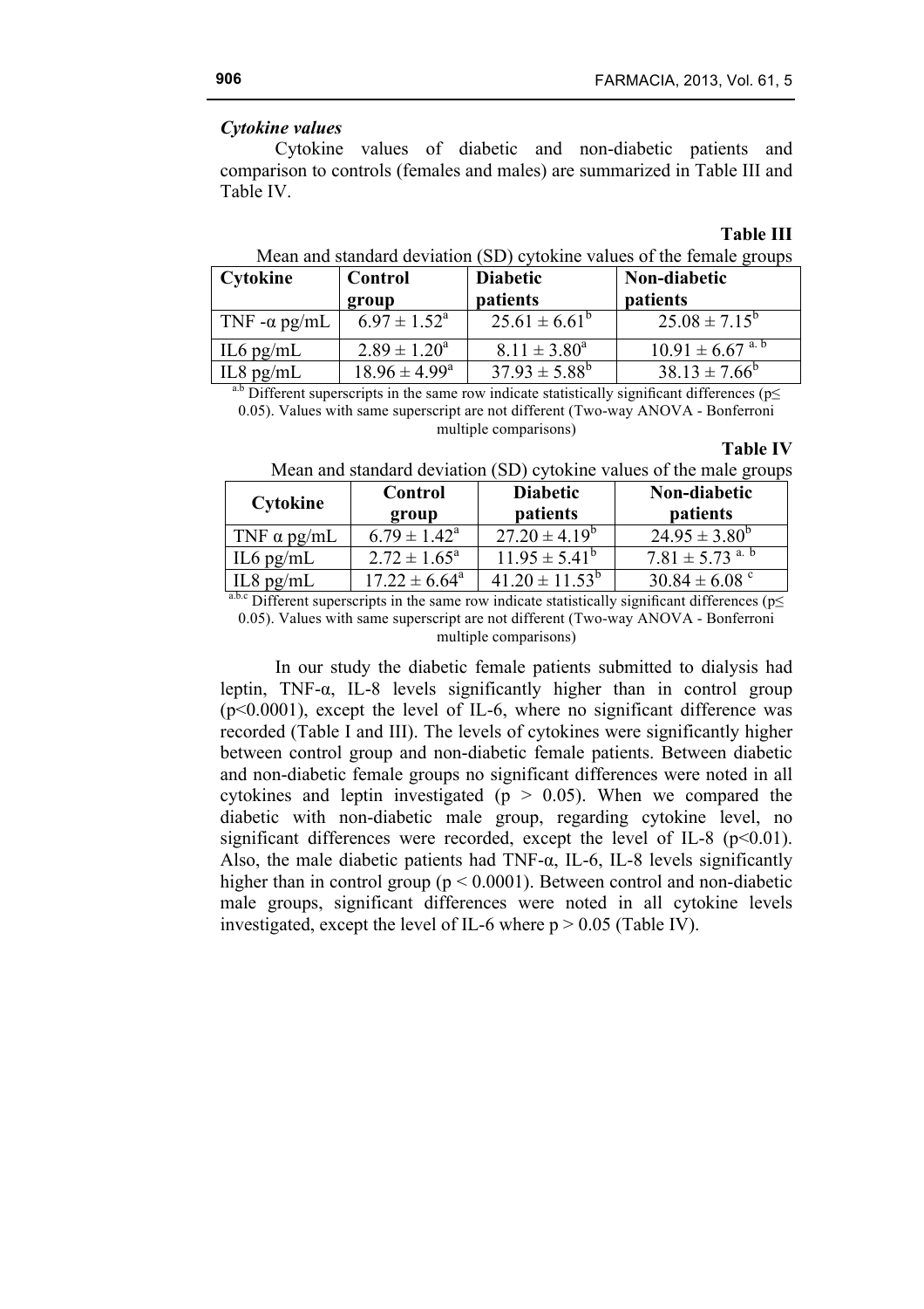*Cytokine values*

Cytokine values of diabetic and non-diabetic patients and comparison to controls (females and males) are summarized in Table III and Table IV.

**Table III**

Mean and standard deviation (SD) cytokine values of the female groups

| Cytokine | Control group | Diabetic patients | Non-diabetic patients |
|---|---|---|---|
| TNF -α pg/mL | $6.97 \pm 1.52^{a}$ | $25.61 \pm 6.61^{b}$ | $25.08 \pm 7.15^{b}$ |
| IL6 pg/mL | $2.89 \pm 1.20^{a}$ | $8.11 \pm 3.80^{a}$ | $10.91 \pm 6.67^{a,b}$ |
| IL8 pg/mL | $18.96 \pm 4.99^{a}$ | $37.93 \pm 5.88^{b}$ | $38.13 \pm 7.66^{b}$ |

[a,b] Different superscripts in the same row indicate statistically significant differences ($p \leq 0.05$). Values with same superscript are not different (Two-way ANOVA - Bonferroni multiple comparisons)

**Table IV**

Mean and standard deviation (SD) cytokine values of the male groups

| Cytokine | Control group | Diabetic patients | Non-diabetic patients |
|---|---|---|---|
| TNF α pg/mL | $6.79 \pm 1.42^{a}$ | $27.20 \pm 4.19^{b}$ | $24.95 \pm 3.80^{b}$ |
| IL6 pg/mL | $2.72 \pm 1.65^{a}$ | $11.95 \pm 5.41^{b}$ | $7.81 \pm 5.73^{a,b}$ |
| IL8 pg/mL | $17.22 \pm 6.64^{a}$ | $41.20 \pm 11.53^{b}$ | $30.84 \pm 6.08^{c}$ |

[a,b,c] Different superscripts in the same row indicate statistically significant differences ($p \leq 0.05$). Values with same superscript are not different (Two-way ANOVA - Bonferroni multiple comparisons)

In our study the diabetic female patients submitted to dialysis had leptin, TNF-α, IL-8 levels significantly higher than in control group ($p<0.0001$), except the level of IL-6, where no significant difference was recorded (Table I and III). The levels of cytokines were significantly higher between control group and non-diabetic female patients. Between diabetic and non-diabetic female groups no significant differences were noted in all cytokines and leptin investigated ($p > 0.05$). When we compared the diabetic with non-diabetic male group, regarding cytokine level, no significant differences were recorded, except the level of IL-8 ($p<0.01$). Also, the male diabetic patients had TNF-α, IL-6, IL-8 levels significantly higher than in control group ($p < 0.0001$). Between control and non-diabetic male groups, significant differences were noted in all cytokine levels investigated, except the level of IL-6 where $p > 0.05$ (Table IV).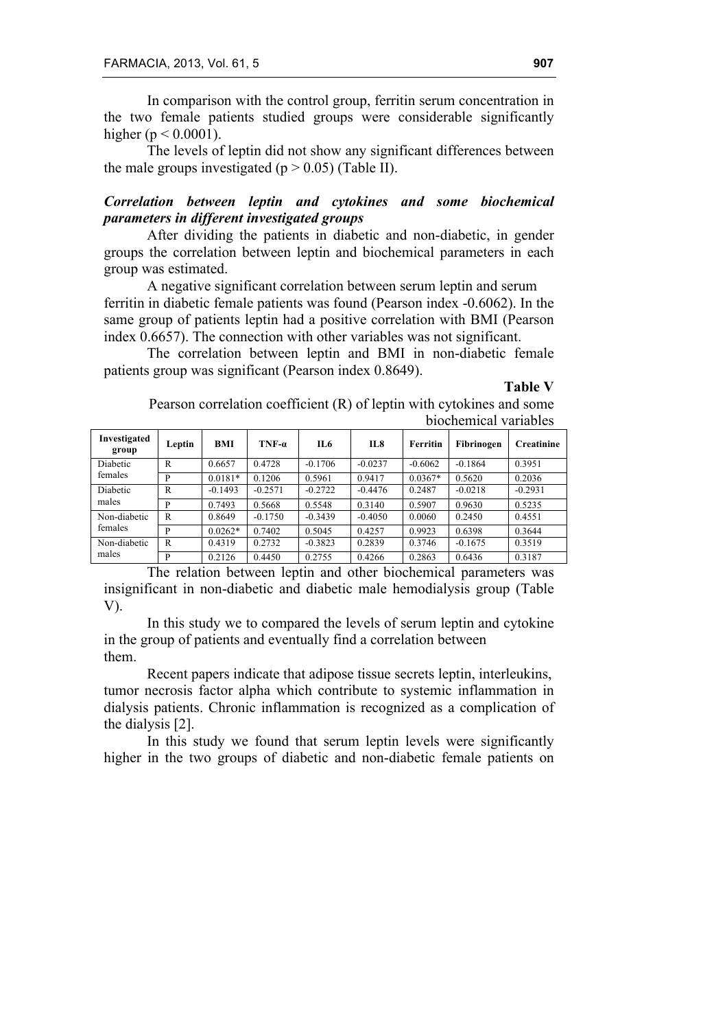In comparison with the control group, ferritin serum concentration in the two female patients studied groups were considerable significantly higher ($p < 0.0001$).

The levels of leptin did not show any significant differences between the male groups investigated ($p > 0.05$) (Table II).

### *Correlation between leptin and cytokines and some biochemical parameters in different investigated groups*

After dividing the patients in diabetic and non-diabetic, in gender groups the correlation between leptin and biochemical parameters in each group was estimated.

A negative significant correlation between serum leptin and serum ferritin in diabetic female patients was found (Pearson index -0.6062). In the same group of patients leptin had a positive correlation with BMI (Pearson index 0.6657). The connection with other variables was not significant.

The correlation between leptin and BMI in non-diabetic female patients group was significant (Pearson index 0.8649).

**Table V**

Pearson correlation coefficient (R) of leptin with cytokines and some biochemical variables

| Investigated group | Leptin | BMI | TNF-α | IL6 | IL8 | Ferritin | Fibrinogen | Creatinine |
|---|---|---|---|---|---|---|---|---|
| Diabetic females | R | 0.6657 | 0.4728 | -0.1706 | -0.0237 | -0.6062 | -0.1864 | 0.3951 |
| | P | 0.0181* | 0.1206 | 0.5961 | 0.9417 | 0.0367* | 0.5620 | 0.2036 |
| Diabetic males | R | -0.1493 | -0.2571 | -0.2722 | -0.4476 | 0.2487 | -0.0218 | -0.2931 |
| | P | 0.7493 | 0.5668 | 0.5548 | 0.3140 | 0.5907 | 0.9630 | 0.5235 |
| Non-diabetic females | R | 0.8649 | -0.1750 | -0.3439 | -0.4050 | 0.0060 | 0.2450 | 0.4551 |
| | P | 0.0262* | 0.7402 | 0.5045 | 0.4257 | 0.9923 | 0.6398 | 0.3644 |
| Non-diabetic males | R | 0.4319 | 0.2732 | -0.3823 | 0.2839 | 0.3746 | -0.1675 | 0.3519 |
| | P | 0.2126 | 0.4450 | 0.2755 | 0.4266 | 0.2863 | 0.6436 | 0.3187 |

The relation between leptin and other biochemical parameters was insignificant in non-diabetic and diabetic male hemodialysis group (Table V).

In this study we to compared the levels of serum leptin and cytokine in the group of patients and eventually find a correlation between them.

Recent papers indicate that adipose tissue secrets leptin, interleukins, tumor necrosis factor alpha which contribute to systemic inflammation in dialysis patients. Chronic inflammation is recognized as a complication of the dialysis [2].

In this study we found that serum leptin levels were significantly higher in the two groups of diabetic and non-diabetic female patients on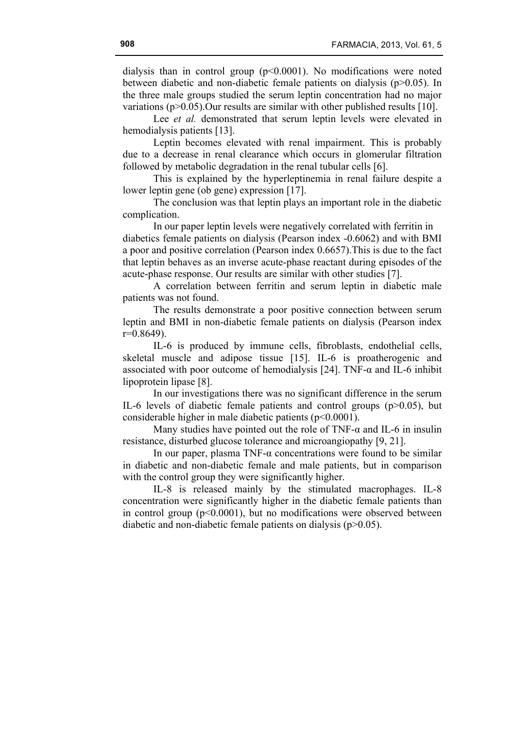dialysis than in control group ($p<0.0001$). No modifications were noted between diabetic and non-diabetic female patients on dialysis ($p>0.05$). In the three male groups studied the serum leptin concentration had no major variations ($p>0.05$).Our results are similar with other published results [10].

Lee *et al.* demonstrated that serum leptin levels were elevated in hemodialysis patients [13].

Leptin becomes elevated with renal impairment. This is probably due to a decrease in renal clearance which occurs in glomerular filtration followed by metabolic degradation in the renal tubular cells [6].

This is explained by the hyperleptinemia in renal failure despite a lower leptin gene (ob gene) expression [17].

The conclusion was that leptin plays an important role in the diabetic complication.

In our paper leptin levels were negatively correlated with ferritin in diabetics female patients on dialysis (Pearson index -0.6062) and with BMI a poor and positive correlation (Pearson index 0.6657).This is due to the fact that leptin behaves as an inverse acute-phase reactant during episodes of the acute-phase response. Our results are similar with other studies [7].

A correlation between ferritin and serum leptin in diabetic male patients was not found.

The results demonstrate a poor positive connection between serum leptin and BMI in non-diabetic female patients on dialysis (Pearson index $r=0.8649$).

IL-6 is produced by immune cells, fibroblasts, endothelial cells, skeletal muscle and adipose tissue [15]. IL-6 is proatherogenic and associated with poor outcome of hemodialysis [24]. TNF-α and IL-6 inhibit lipoprotein lipase [8].

In our investigations there was no significant difference in the serum IL-6 levels of diabetic female patients and control groups ($p>0.05$), but considerable higher in male diabetic patients ($p<0.0001$).

Many studies have pointed out the role of TNF-α and IL-6 in insulin resistance, disturbed glucose tolerance and microangiopathy [9, 21].

In our paper, plasma TNF-α concentrations were found to be similar in diabetic and non-diabetic female and male patients, but in comparison with the control group they were significantly higher.

IL-8 is released mainly by the stimulated macrophages. IL-8 concentration were significantly higher in the diabetic female patients than in control group ($p<0.0001$), but no modifications were observed between diabetic and non-diabetic female patients on dialysis ($p>0.05$).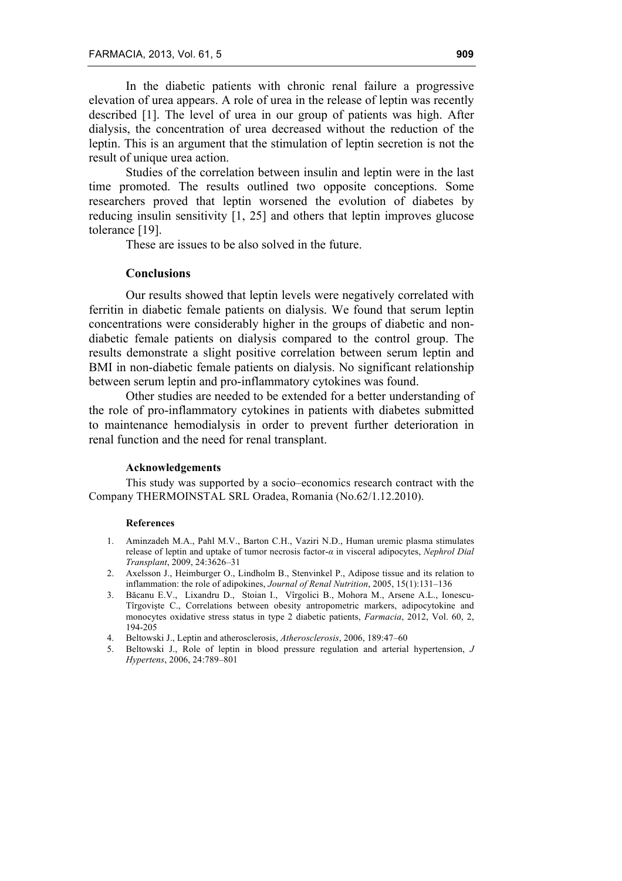In the diabetic patients with chronic renal failure a progressive elevation of urea appears. A role of urea in the release of leptin was recently described [1]. The level of urea in our group of patients was high. After dialysis, the concentration of urea decreased without the reduction of the leptin. This is an argument that the stimulation of leptin secretion is not the result of unique urea action.

Studies of the correlation between insulin and leptin were in the last time promoted. The results outlined two opposite conceptions. Some researchers proved that leptin worsened the evolution of diabetes by reducing insulin sensitivity [1, 25] and others that leptin improves glucose tolerance [19].

These are issues to be also solved in the future.

## Conclusions

Our results showed that leptin levels were negatively correlated with ferritin in diabetic female patients on dialysis. We found that serum leptin concentrations were considerably higher in the groups of diabetic and non-diabetic female patients on dialysis compared to the control group. The results demonstrate a slight positive correlation between serum leptin and BMI in non-diabetic female patients on dialysis. No significant relationship between serum leptin and pro-inflammatory cytokines was found.

Other studies are needed to be extended for a better understanding of the role of pro-inflammatory cytokines in patients with diabetes submitted to maintenance hemodialysis in order to prevent further deterioration in renal function and the need for renal transplant.

### Acknowledgements

This study was supported by a socio–economics research contract with the Company THERMOINSTAL SRL Oradea, Romania (No.62/1.12.2010).

### References

1. Aminzadeh M.A., Pahl M.V., Barton C.H., Vaziri N.D., Human uremic plasma stimulates release of leptin and uptake of tumor necrosis factor-$\alpha$ in visceral adipocytes, *Nephrol Dial Transplant*, 2009, 24:3626–31
2. Axelsson J., Heimburger O., Lindholm B., Stenvinkel P., Adipose tissue and its relation to inflammation: the role of adipokines, *Journal of Renal Nutrition*, 2005, 15(1):131–136
3. Băcanu E.V., Lixandru D., Stoian I., Vîrgolici B., Mohora M., Arsene A.L., Ionescu-Tîrgovişte C., Correlations between obesity antropometric markers, adipocytokine and monocytes oxidative stress status in type 2 diabetic patients, *Farmacia*, 2012, Vol. 60, 2, 194-205
4. Beltowski J., Leptin and atherosclerosis, *Atherosclerosis*, 2006, 189:47–60
5. Beltowski J., Role of leptin in blood pressure regulation and arterial hypertension, *J Hypertens*, 2006, 24:789–801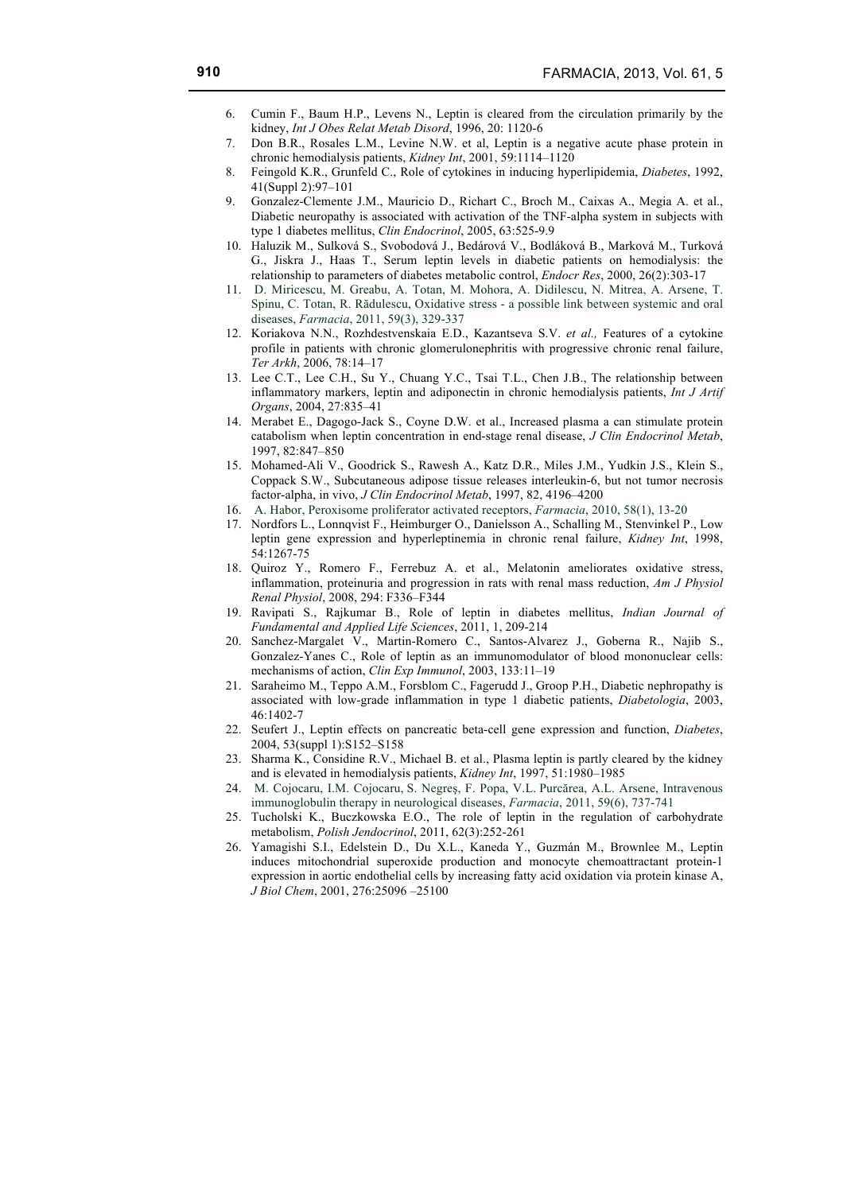6. Cumin F., Baum H.P., Levens N., Leptin is cleared from the circulation primarily by the kidney, *Int J Obes Relat Metab Disord*, 1996, 20: 1120-6
7. Don B.R., Rosales L.M., Levine N.W. et al, Leptin is a negative acute phase protein in chronic hemodialysis patients, *Kidney Int*, 2001, 59:1114–1120
8. Feingold K.R., Grunfeld C., Role of cytokines in inducing hyperlipidemia, *Diabetes*, 1992, 41(Suppl 2):97–101
9. Gonzalez-Clemente J.M., Mauricio D., Richart C., Broch M., Caixas A., Megia A. et al., Diabetic neuropathy is associated with activation of the TNF-alpha system in subjects with type 1 diabetes mellitus, *Clin Endocrinol*, 2005, 63:525-9.9
10. Haluzik M., Sulková S., Svobodová J., Bedárová V., Bodláková B., Marková M., Turková G., Jiskra J., Haas T., Serum leptin levels in diabetic patients on hemodialysis: the relationship to parameters of diabetes metabolic control, *Endocr Res*, 2000, 26(2):303-17
11. D. Miricescu, M. Greabu, A. Totan, M. Mohora, A. Didilescu, N. Mitrea, A. Arsene, T. Spinu, C. Totan, R. Rădulescu, Oxidative stress - a possible link between systemic and oral diseases, *Farmacia*, 2011, 59(3), 329-337
12. Koriakova N.N., Rozhdestvenskaia E.D., Kazantseva S.V. *et al.,* Features of a cytokine profile in patients with chronic glomerulonephritis with progressive chronic renal failure, *Ter Arkh*, 2006, 78:14–17
13. Lee C.T., Lee C.H., Su Y., Chuang Y.C., Tsai T.L., Chen J.B., The relationship between inflammatory markers, leptin and adiponectin in chronic hemodialysis patients, *Int J Artif Organs*, 2004, 27:835–41
14. Merabet E., Dagogo-Jack S., Coyne D.W. et al., Increased plasma a can stimulate protein catabolism when leptin concentration in end-stage renal disease, *J Clin Endocrinol Metab*, 1997, 82:847–850
15. Mohamed-Ali V., Goodrick S., Rawesh A., Katz D.R., Miles J.M., Yudkin J.S., Klein S., Coppack S.W., Subcutaneous adipose tissue releases interleukin-6, but not tumor necrosis factor-alpha, in vivo, *J Clin Endocrinol Metab*, 1997, 82, 4196–4200
16. A. Habor, Peroxisome proliferator activated receptors, *Farmacia*, 2010, 58(1), 13-20
17. Nordfors L., Lonnqvist F., Heimburger O., Danielsson A., Schalling M., Stenvinkel P., Low leptin gene expression and hyperleptinemia in chronic renal failure, *Kidney Int*, 1998, 54:1267-75
18. Quiroz Y., Romero F., Ferrebuz A. et al., Melatonin ameliorates oxidative stress, inflammation, proteinuria and progression in rats with renal mass reduction, *Am J Physiol Renal Physiol*, 2008, 294: F336–F344
19. Ravipati S., Rajkumar B., Role of leptin in diabetes mellitus, *Indian Journal of Fundamental and Applied Life Sciences*, 2011, 1, 209-214
20. Sanchez-Margalet V., Martin-Romero C., Santos-Alvarez J., Goberna R., Najib S., Gonzalez-Yanes C., Role of leptin as an immunomodulator of blood mononuclear cells: mechanisms of action, *Clin Exp Immunol*, 2003, 133:11–19
21. Saraheimo M., Teppo A.M., Forsblom C., Fagerudd J., Groop P.H., Diabetic nephropathy is associated with low-grade inflammation in type 1 diabetic patients, *Diabetologia*, 2003, 46:1402-7
22. Seufert J., Leptin effects on pancreatic beta-cell gene expression and function, *Diabetes*, 2004, 53(suppl 1):S152–S158
23. Sharma K., Considine R.V., Michael B. et al., Plasma leptin is partly cleared by the kidney and is elevated in hemodialysis patients, *Kidney Int*, 1997, 51:1980–1985
24. M. Cojocaru, I.M. Cojocaru, S. Negreş, F. Popa, V.L. Purcărea, A.L. Arsene, Intravenous immunoglobulin therapy in neurological diseases, *Farmacia*, 2011, 59(6), 737-741
25. Tucholski K., Buczkowska E.O., The role of leptin in the regulation of carbohydrate metabolism, *Polish Jendocrinol*, 2011, 62(3):252-261
26. Yamagishi S.I., Edelstein D., Du X.L., Kaneda Y., Guzmán M., Brownlee M., Leptin induces mitochondrial superoxide production and monocyte chemoattractant protein-1 expression in aortic endothelial cells by increasing fatty acid oxidation via protein kinase A, *J Biol Chem*, 2001, 276:25096 –25100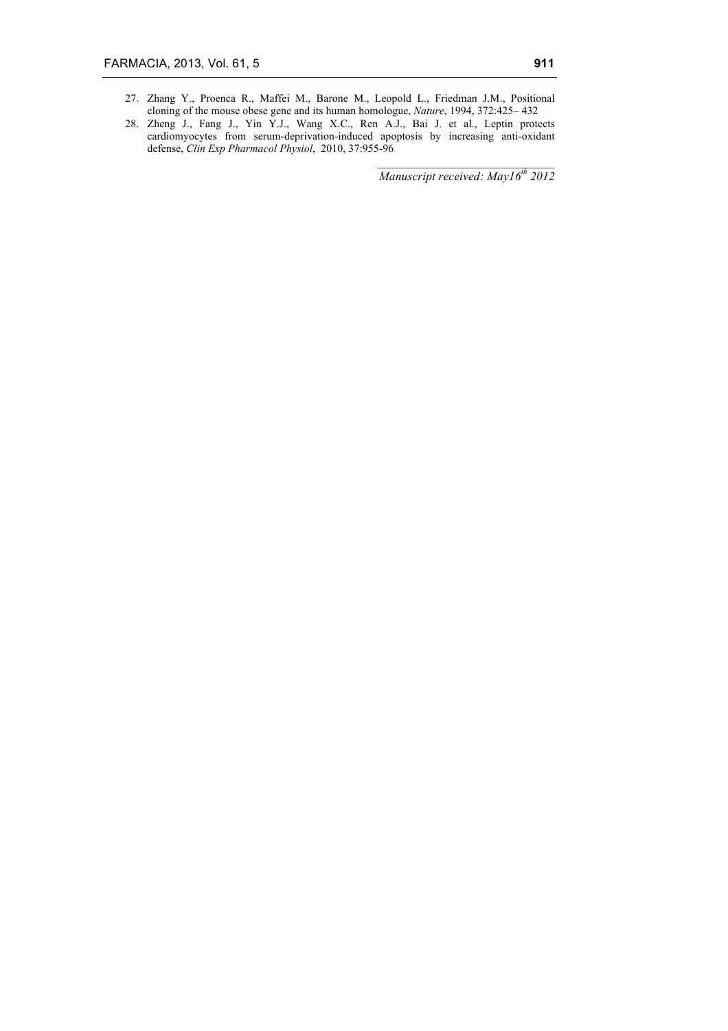27. Zhang Y., Proenca R., Maffei M., Barone M., Leopold L., Friedman J.M., Positional cloning of the mouse obese gene and its human homologue, *Nature*, 1994, 372:425– 432
28. Zheng J., Fang J., Yin Y.J., Wang X.C., Ren A.J., Bai J. et al., Leptin protects cardiomyocytes from serum-deprivation-induced apoptosis by increasing anti-oxidant defense, *Clin Exp Pharmacol Physiol*, 2010, 37:955-96

*Manuscript received: May16th 2012*